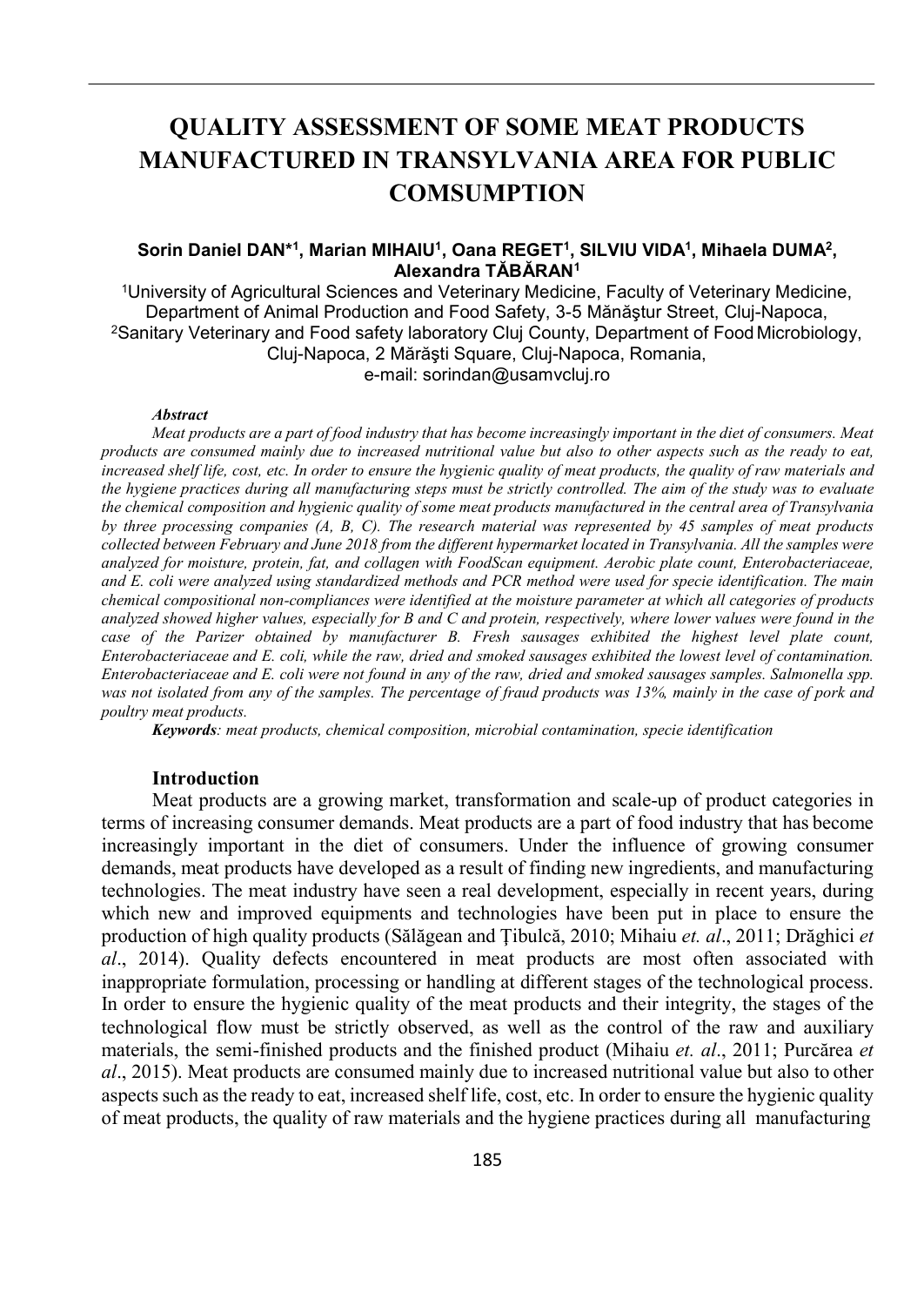# QUALITY ASSESSMENT OF SOME MEAT PRODUCTS MANUFACTURED IN TRANSYLVANIA AREA FOR PUBLIC COMSUMPTION

**Sorin Daniel DAN*[1], Marian MIHAIU[1], Oana REGET[1], SILVIU VIDA[1], Mihaela DUMA[2], Alexandra TĂBĂRAN[1]**

[1]University of Agricultural Sciences and Veterinary Medicine, Faculty of Veterinary Medicine, Department of Animal Production and Food Safety, 3-5 Mănăştur Street, Cluj-Napoca,
[2]Sanitary Veterinary and Food safety laboratory Cluj County, Department of Food Microbiology, Cluj-Napoca, 2 Mărăşti Square, Cluj-Napoca, Romania,
e-mail: sorindan@usamvcluj.ro

***Abstract***

*Meat products are a part of food industry that has become increasingly important in the diet of consumers. Meat products are consumed mainly due to increased nutritional value but also to other aspects such as the ready to eat, increased shelf life, cost, etc. In order to ensure the hygienic quality of meat products, the quality of raw materials and the hygiene practices during all manufacturing steps must be strictly controlled. The aim of the study was to evaluate the chemical composition and hygienic quality of some meat products manufactured in the central area of Transylvania by three processing companies (A, B, C). The research material was represented by 45 samples of meat products collected between February and June 2018 from the different hypermarket located in Transylvania. All the samples were analyzed for moisture, protein, fat, and collagen with FoodScan equipment. Aerobic plate count, Enterobacteriaceae, and E. coli were analyzed using standardized methods and PCR method were used for specie identification. The main chemical compositional non-compliances were identified at the moisture parameter at which all categories of products analyzed showed higher values, especially for B and C and protein, respectively, where lower values were found in the case of the Parizer obtained by manufacturer B. Fresh sausages exhibited the highest level plate count, Enterobacteriaceae and E. coli, while the raw, dried and smoked sausages exhibited the lowest level of contamination. Enterobacteriaceae and E. coli were not found in any of the raw, dried and smoked sausages samples. Salmonella spp. was not isolated from any of the samples. The percentage of fraud products was 13%, mainly in the case of pork and poultry meat products.*

***Keywords****: meat products, chemical composition, microbial contamination, specie identification*

## Introduction

Meat products are a growing market, transformation and scale-up of product categories in terms of increasing consumer demands. Meat products are a part of food industry that has become increasingly important in the diet of consumers. Under the influence of growing consumer demands, meat products have developed as a result of finding new ingredients, and manufacturing technologies. The meat industry have seen a real development, especially in recent years, during which new and improved equipments and technologies have been put in place to ensure the production of high quality products (Sălăgean and Ţibulcă, 2010; Mihaiu *et. al*., 2011; Drăghici *et al*., 2014). Quality defects encountered in meat products are most often associated with inappropriate formulation, processing or handling at different stages of the technological process. In order to ensure the hygienic quality of the meat products and their integrity, the stages of the technological flow must be strictly observed, as well as the control of the raw and auxiliary materials, the semi-finished products and the finished product (Mihaiu *et. al*., 2011; Purcărea *et al*., 2015). Meat products are consumed mainly due to increased nutritional value but also to other aspects such as the ready to eat, increased shelf life, cost, etc. In order to ensure the hygienic quality of meat products, the quality of raw materials and the hygiene practices during all manufacturing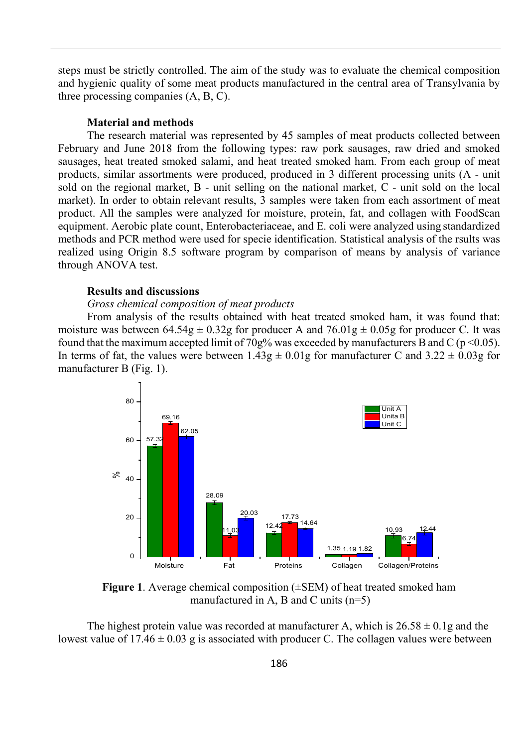steps must be strictly controlled. The aim of the study was to evaluate the chemical composition and hygienic quality of some meat products manufactured in the central area of Transylvania by three processing companies (A, B, C).

## Material and methods

The research material was represented by 45 samples of meat products collected between February and June 2018 from the following types: raw pork sausages, raw dried and smoked sausages, heat treated smoked salami, and heat treated smoked ham. From each group of meat products, similar assortments were produced, produced in 3 different processing units (A - unit sold on the regional market, B - unit selling on the national market, C - unit sold on the local market). In order to obtain relevant results, 3 samples were taken from each assortment of meat product. All the samples were analyzed for moisture, protein, fat, and collagen with FoodScan equipment. Aerobic plate count, Enterobacteriaceae, and E. coli were analyzed using standardized methods and PCR method were used for specie identification. Statistical analysis of the rsults was realized using Origin 8.5 software program by comparison of means by analysis of variance through ANOVA test.

## Results and discussions

*Gross chemical composition of meat products*

From analysis of the results obtained with heat treated smoked ham, it was found that: moisture was between 64.54g ± 0.32g for producer A and 76.01g ± 0.05g for producer C. It was found that the maximum accepted limit of 70g% was exceeded by manufacturers B and C ($p < 0.05$). In terms of fat, the values were between 1.43g ± 0.01g for manufacturer C and 3.22 ± 0.03g for manufacturer B (Fig. 1).

%

80
60
40
20
0

Moisture
Fat
Proteins
Collagen
Collagen/Proteins

57.32
69.16
62.05
28.09
11.03
20.03
12.42
17.73
14.64
1.35
1.19
1.82
10.93
6.74
12.44

Unit A
Unita B
Unit C

**Figure 1**. Average chemical composition (±SEM) of heat treated smoked ham manufactured in A, B and C units (n=5)

The highest protein value was recorded at manufacturer A, which is 26.58 ± 0.1g and the lowest value of 17.46 ± 0.03 g is associated with producer C. The collagen values were between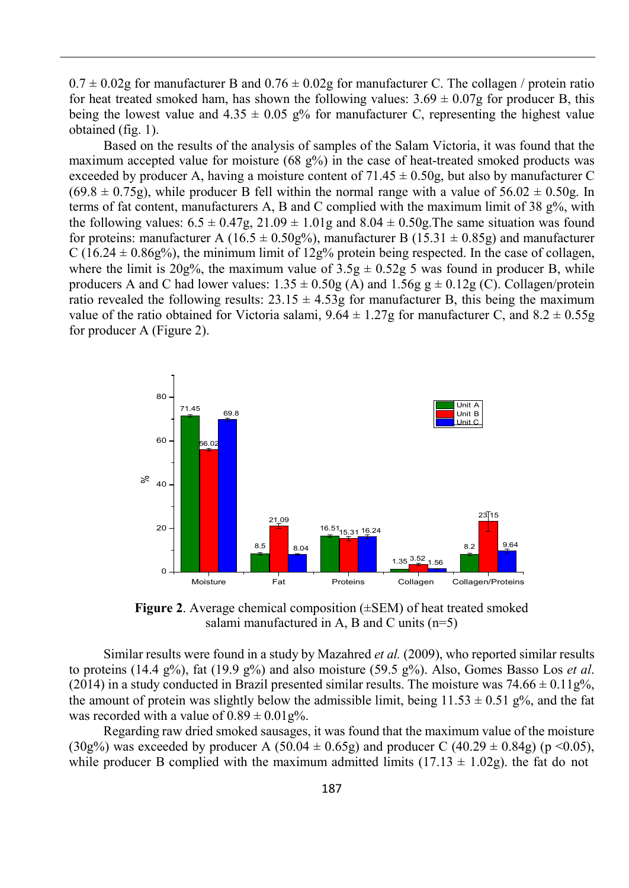$0.7 \pm 0.02$g for manufacturer B and $0.76 \pm 0.02$g for manufacturer C. The collagen / protein ratio for heat treated smoked ham, has shown the following values: $3.69 \pm 0.07$g for producer B, this being the lowest value and $4.35 \pm 0.05$ g% for manufacturer C, representing the highest value obtained (fig. 1).

Based on the results of the analysis of samples of the Salam Victoria, it was found that the maximum accepted value for moisture (68 g%) in the case of heat-treated smoked products was exceeded by producer A, having a moisture content of $71.45 \pm 0.50$g, but also by manufacturer C ($69.8 \pm 0.75$g), while producer B fell within the normal range with a value of $56.02 \pm 0.50$g. In terms of fat content, manufacturers A, B and C complied with the maximum limit of 38 g%, with the following values: $6.5 \pm 0.47$g, $21.09 \pm 1.01$g and $8.04 \pm 0.50$g.The same situation was found for proteins: manufacturer A ($16.5 \pm 0.50$g%), manufacturer B ($15.31 \pm 0.85$g) and manufacturer C ($16.24 \pm 0.86$g%), the minimum limit of 12g% protein being respected. In the case of collagen, where the limit is 20g%, the maximum value of $3.5$g $\pm$ 0.52g 5 was found in producer B, while producers A and C had lower values: $1.35 \pm 0.50$g (A) and 1.56g g $\pm$ 0.12g (C). Collagen/protein ratio revealed the following results: $23.15 \pm 4.53$g for manufacturer B, this being the maximum value of the ratio obtained for Victoria salami, $9.64 \pm 1.27$g for manufacturer C, and $8.2 \pm 0.55$g for producer A (Figure 2).

%
80
60
40
20
0
Unit A
Unit B
Unit C
71.45
56.02
69.8
8.5
21.09
8.04
16.51
15.31
16.24
1.35
3.52
1.56
8.2
23.15
9.64
Moisture
Fat
Proteins
Collagen
Collagen/Proteins

**Figure 2**. Average chemical composition (±SEM) of heat treated smoked salami manufactured in A, B and C units (n=5)

Similar results were found in a study by Mazahred *et al.* (2009), who reported similar results to proteins (14.4 g%), fat (19.9 g%) and also moisture (59.5 g%). Also, Gomes Basso Los *et al*. (2014) in a study conducted in Brazil presented similar results. The moisture was $74.66 \pm 0.11$g%, the amount of protein was slightly below the admissible limit, being $11.53 \pm 0.51$ g%, and the fat was recorded with a value of $0.89 \pm 0.01$g%.

Regarding raw dried smoked sausages, it was found that the maximum value of the moisture (30g%) was exceeded by producer A ($50.04 \pm 0.65$g) and producer C ($40.29 \pm 0.84$g) ($p < 0.05$), while producer B complied with the maximum admitted limits ($17.13 \pm 1.02$g). the fat do not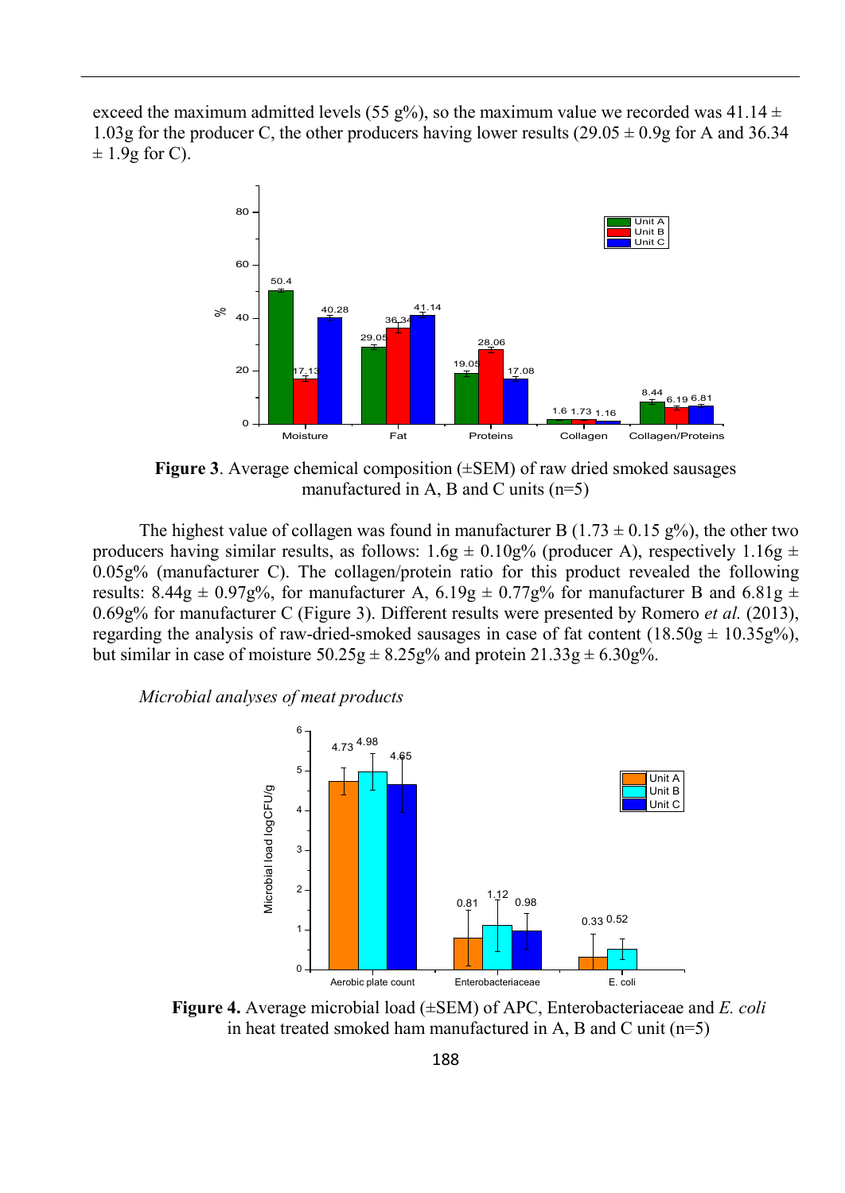exceed the maximum admitted levels (55 g%), so the maximum value we recorded was 41.14 ± 1.03g for the producer C, the other producers having lower results (29.05 ± 0.9g for A and 36.34 ± 1.9g for C).

80
60
%
40
20
0
50.4
17.13
40.28
29.05
36.34
41.14
19.05
28.06
17.08
1.6 1.73 1.16
8.44
6.19 6.81
Moisture
Fat
Proteins
Collagen
Collagen/Proteins
Unit A
Unit B
Unit C

**Figure 3**. Average chemical composition (±SEM) of raw dried smoked sausages manufactured in A, B and C units (n=5)

The highest value of collagen was found in manufacturer B (1.73 ± 0.15 g%), the other two producers having similar results, as follows: 1.6g ± 0.10g% (producer A), respectively 1.16g ± 0.05g% (manufacturer C). The collagen/protein ratio for this product revealed the following results: 8.44g ± 0.97g%, for manufacturer A, 6.19g ± 0.77g% for manufacturer B and 6.81g ± 0.69g% for manufacturer C (Figure 3). Different results were presented by Romero *et al.* (2013), regarding the analysis of raw-dried-smoked sausages in case of fat content (18.50g ± 10.35g%), but similar in case of moisture 50.25g ± 8.25g% and protein 21.33g ± 6.30g%.

*Microbial analyses of meat products*

6
5
4
3
2
1
0
Microbial load logCFU/g
4.73
4.98
4.65
0.81
1.12
0.98
0.33
0.52
Aerobic plate count
Enterobacteriaceae
E. coli
Unit A
Unit B
Unit C

**Figure 4.** Average microbial load (±SEM) of APC, Enterobacteriaceae and *E. coli* in heat treated smoked ham manufactured in A, B and C unit (n=5)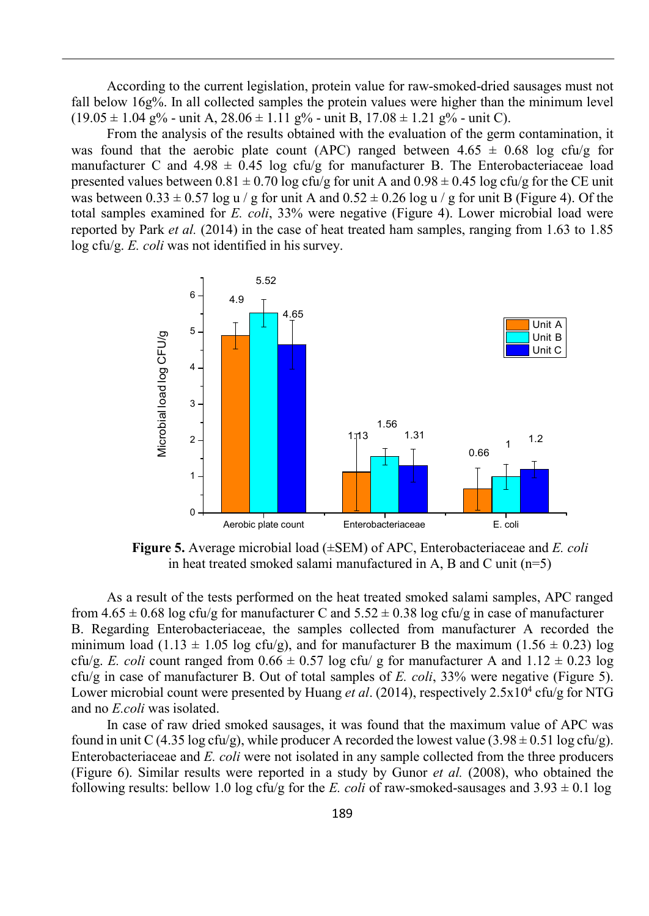According to the current legislation, protein value for raw-smoked-dried sausages must not fall below 16g%. In all collected samples the protein values were higher than the minimum level (19.05 ± 1.04 g% - unit A, 28.06 ± 1.11 g% - unit B, 17.08 ± 1.21 g% - unit C).

From the analysis of the results obtained with the evaluation of the germ contamination, it was found that the aerobic plate count (APC) ranged between 4.65 ± 0.68 log cfu/g for manufacturer C and 4.98 ± 0.45 log cfu/g for manufacturer B. The Enterobacteriaceae load presented values between 0.81 ± 0.70 log cfu/g for unit A and 0.98 ± 0.45 log cfu/g for the CE unit was between 0.33 ± 0.57 log u / g for unit A and 0.52 ± 0.26 log u / g for unit B (Figure 4). Of the total samples examined for *E. coli*, 33% were negative (Figure 4). Lower microbial load were reported by Park *et al.* (2014) in the case of heat treated ham samples, ranging from 1.63 to 1.85 log cfu/g. *E. coli* was not identified in his survey.

**Figure 5.** Average microbial load (±SEM) of APC, Enterobacteriaceae and *E. coli* in heat treated smoked salami manufactured in A, B and C unit (n=5)

As a result of the tests performed on the heat treated smoked salami samples, APC ranged from 4.65 ± 0.68 log cfu/g for manufacturer C and 5.52 ± 0.38 log cfu/g in case of manufacturer B. Regarding Enterobacteriaceae, the samples collected from manufacturer A recorded the minimum load (1.13 ± 1.05 log cfu/g), and for manufacturer B the maximum (1.56 ± 0.23) log cfu/g. *E. coli* count ranged from 0.66 ± 0.57 log cfu/ g for manufacturer A and 1.12 ± 0.23 log cfu/g in case of manufacturer B. Out of total samples of *E. coli*, 33% were negative (Figure 5). Lower microbial count were presented by Huang *et al*. (2014), respectively $2.5 \times 10^4$ cfu/g for NTG and no *E.coli* was isolated.

In case of raw dried smoked sausages, it was found that the maximum value of APC was found in unit C (4.35 log cfu/g), while producer A recorded the lowest value (3.98 ± 0.51 log cfu/g). Enterobacteriaceae and *E. coli* were not isolated in any sample collected from the three producers (Figure 6). Similar results were reported in a study by Gunor *et al.* (2008), who obtained the following results: bellow 1.0 log cfu/g for the *E. coli* of raw-smoked-sausages and 3.93 ± 0.1 log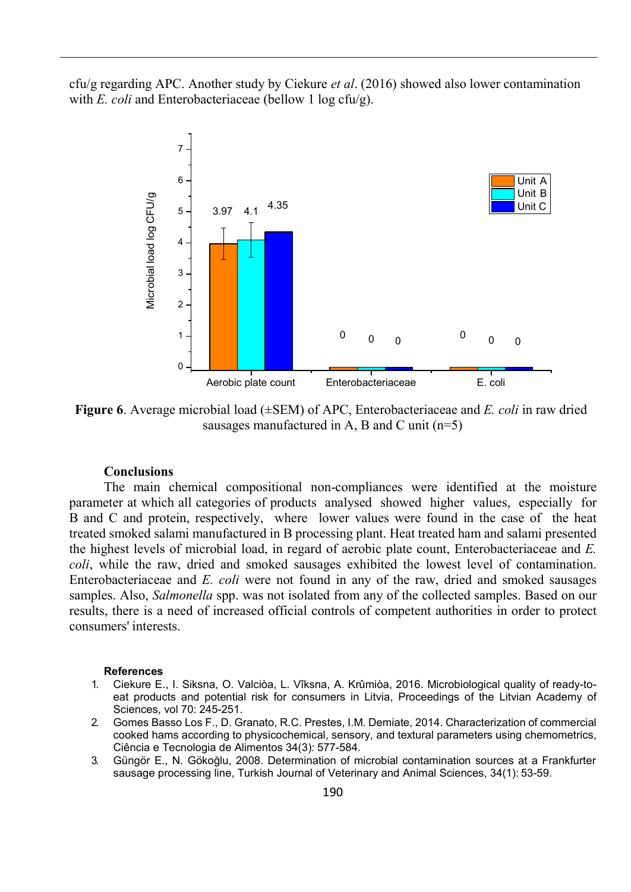cfu/g regarding APC. Another study by Ciekure *et al*. (2016) showed also lower contamination with *E. coli* and Enterobacteriaceae (bellow 1 log cfu/g).

Microbial load log CFU/g

0
1
2
3
4
5
6
7

3.97
4.1
4.35

0
0
0

0
0
0

Aerobic plate count
Enterobacteriaceae
E. coli

Unit A
Unit B
Unit C

**Figure 6**. Average microbial load (±SEM) of APC, Enterobacteriaceae and *E. coli* in raw dried sausages manufactured in A, B and C unit (n=5)

## Conclusions

The main chemical compositional non-compliances were identified at the moisture parameter at which all categories of products analysed showed higher values, especially for B and C and protein, respectively, where lower values were found in the case of the heat treated smoked salami manufactured in B processing plant. Heat treated ham and salami presented the highest levels of microbial load, in regard of aerobic plate count, Enterobacteriaceae and *E. coli*, while the raw, dried and smoked sausages exhibited the lowest level of contamination. Enterobacteriaceae and *E. coli* were not found in any of the raw, dried and smoked sausages samples. Also, *Salmonella* spp. was not isolated from any of the collected samples. Based on our results, there is a need of increased official controls of competent authorities in order to protect consumers' interests.

### References

1. Ciekure E., I. Siksna, O. Valciòa, L. Vîksna, A. Krûmiòa, 2016. Microbiological quality of ready-to-eat products and potential risk for consumers in Litvia, Proceedings of the Litvian Academy of Sciences, vol 70: 245-251.
2. Gomes Basso Los F., D. Granato, R.C. Prestes, I.M. Demiate, 2014. Characterization of commercial cooked hams according to physicochemical, sensory, and textural parameters using chemometrics, Ciência e Tecnologia de Alimentos 34(3): 577-584.
3. Güngör E., N. Gökoğlu, 2008. Determination of microbial contamination sources at a Frankfurter sausage processing line, Turkish Journal of Veterinary and Animal Sciences, 34(1): 53-59.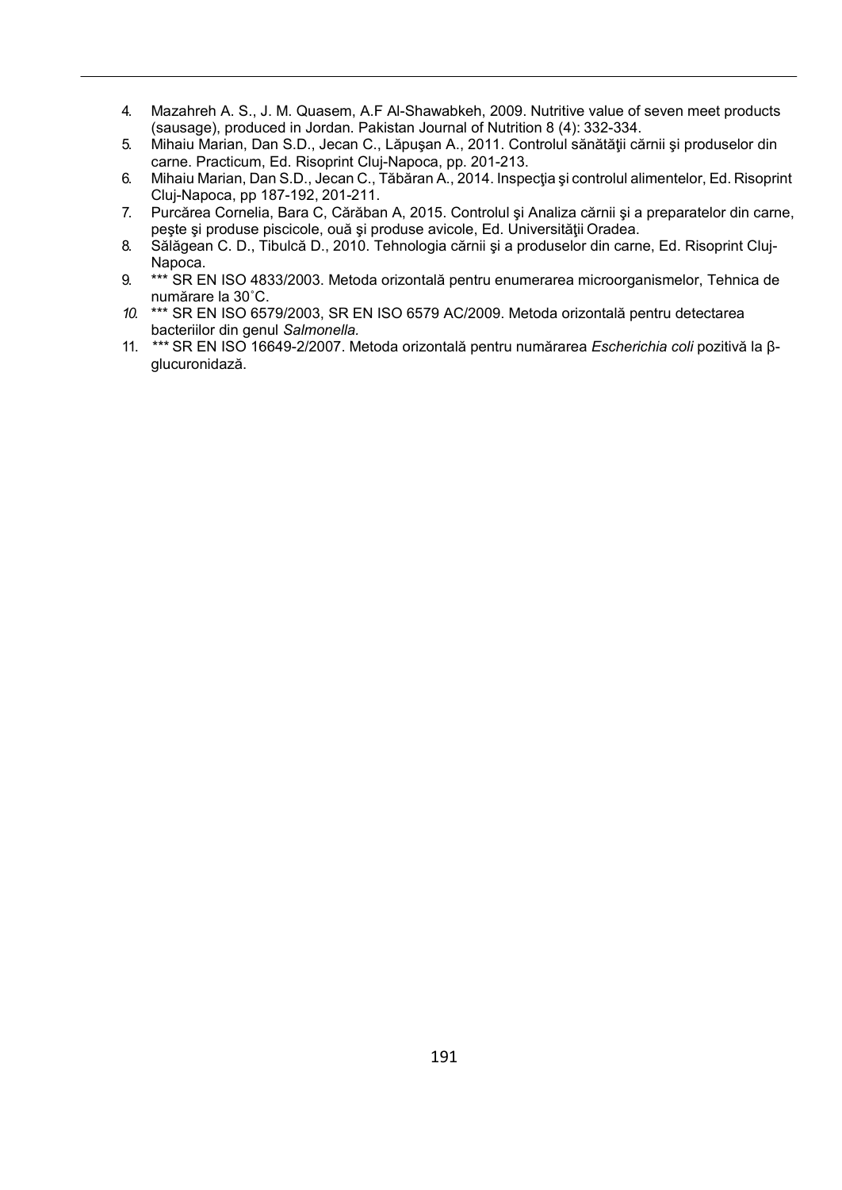4. Mazahreh A. S., J. M. Quasem, A.F Al-Shawabkeh, 2009. Nutritive value of seven meet products (sausage), produced in Jordan. Pakistan Journal of Nutrition 8 (4): 332-334.
5. Mihaiu Marian, Dan S.D., Jecan C., Lăpuşan A., 2011. Controlul sănătăţii cărnii şi produselor din carne. Practicum, Ed. Risoprint Cluj-Napoca, pp. 201-213.
6. Mihaiu Marian, Dan S.D., Jecan C., Tăbăran A., 2014. Inspecţia şi controlul alimentelor, Ed. Risoprint Cluj-Napoca, pp 187-192, 201-211.
7. Purcărea Cornelia, Bara C, Cărăban A, 2015. Controlul şi Analiza cărnii şi a preparatelor din carne, peşte şi produse piscicole, ouă şi produse avicole, Ed. Universităţii Oradea.
8. Sălăgean C. D., Tibulcă D., 2010. Tehnologia cărnii şi a produselor din carne, Ed. Risoprint Cluj-Napoca.
9. *** SR EN ISO 4833/2003. Metoda orizontală pentru enumerarea microorganismelor, Tehnica de numărare la 30˚C.
10. *** SR EN ISO 6579/2003, SR EN ISO 6579 AC/2009. Metoda orizontală pentru detectarea bacteriilor din genul *Salmonella.*
11. *** SR EN ISO 16649-2/2007. Metoda orizontală pentru numărarea *Escherichia coli* pozitivă la β-glucuronidază.